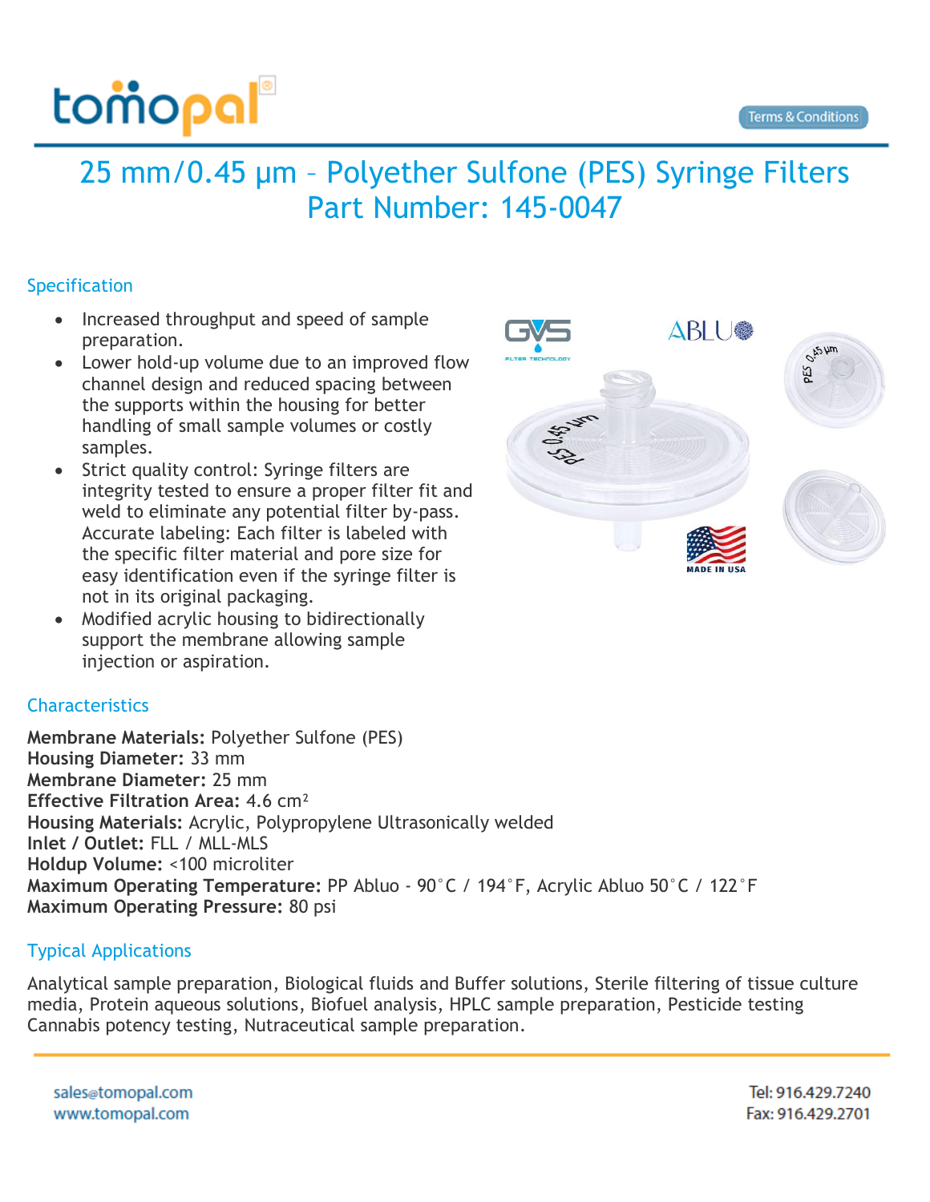# 25 mm/0.45 µm – Polyether Sulfone (PES) Syringe Filters
# Part Number: 145-0047

## Specification

- Increased throughput and speed of sample preparation.
- Lower hold-up volume due to an improved flow channel design and reduced spacing between the supports within the housing for better handling of small sample volumes or costly samples.
- Strict quality control: Syringe filters are integrity tested to ensure a proper filter fit and weld to eliminate any potential filter by-pass. Accurate labeling: Each filter is labeled with the specific filter material and pore size for easy identification even if the syringe filter is not in its original packaging.
- Modified acrylic housing to bidirectionally support the membrane allowing sample injection or aspiration.

## Characteristics

**Membrane Materials:** Polyether Sulfone (PES)
**Housing Diameter:** 33 mm
**Membrane Diameter:** 25 mm
**Effective Filtration Area:** 4.6 $cm^2$
**Housing Materials:** Acrylic, Polypropylene Ultrasonically welded
**Inlet / Outlet:** FLL / MLL-MLS
**Holdup Volume:** <100 microliter
**Maximum Operating Temperature:** PP Abluo - 90˚C / 194˚F, Acrylic Abluo 50˚C / 122˚F
**Maximum Operating Pressure:** 80 psi

## Typical Applications

Analytical sample preparation, Biological fluids and Buffer solutions, Sterile filtering of tissue culture media, Protein aqueous solutions, Biofuel analysis, HPLC sample preparation, Pesticide testing Cannabis potency testing, Nutraceutical sample preparation.

sales@tomopal.com
www.tomopal.com

Tel: 916.429.7240
Fax: 916.429.2701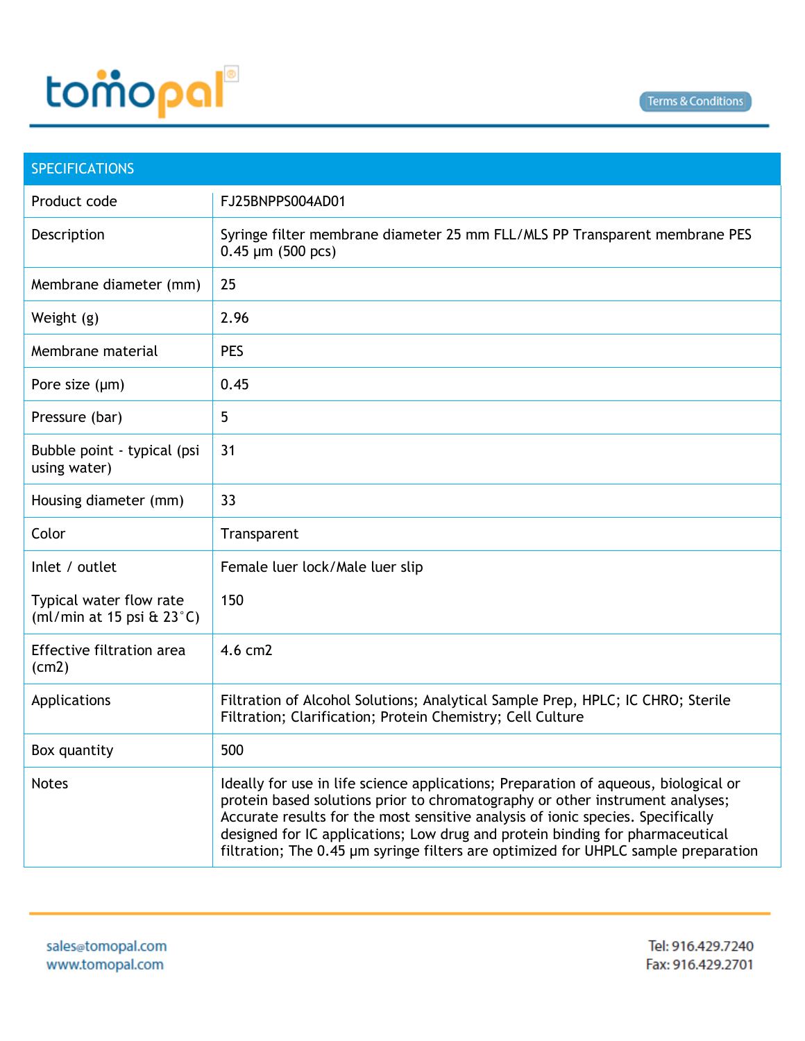tomopal

Terms & Conditions

| SPECIFICATIONS | |
|---|---|
| Product code | FJ25BNPPS004AD01 |
| Description | Syringe filter membrane diameter 25 mm FLL/MLS PP Transparent membrane PES 0.45 µm (500 pcs) |
| Membrane diameter (mm) | 25 |
| Weight (g) | 2.96 |
| Membrane material | PES |
| Pore size (µm) | 0.45 |
| Pressure (bar) | 5 |
| Bubble point - typical (psi using water) | 31 |
| Housing diameter (mm) | 33 |
| Color | Transparent |
| Inlet / outlet | Female luer lock/Male luer slip |
| Typical water flow rate (ml/min at 15 psi & 23°C) | 150 |
| Effective filtration area (cm2) | 4.6 cm2 |
| Applications | Filtration of Alcohol Solutions; Analytical Sample Prep, HPLC; IC CHRO; Sterile Filtration; Clarification; Protein Chemistry; Cell Culture |
| Box quantity | 500 |
| Notes | Ideally for use in life science applications; Preparation of aqueous, biological or protein based solutions prior to chromatography or other instrument analyses; Accurate results for the most sensitive analysis of ionic species. Specifically designed for IC applications; Low drug and protein binding for pharmaceutical filtration; The 0.45 µm syringe filters are optimized for UHPLC sample preparation |

sales@tomopal.com
www.tomopal.com

Tel: 916.429.7240
Fax: 916.429.2701